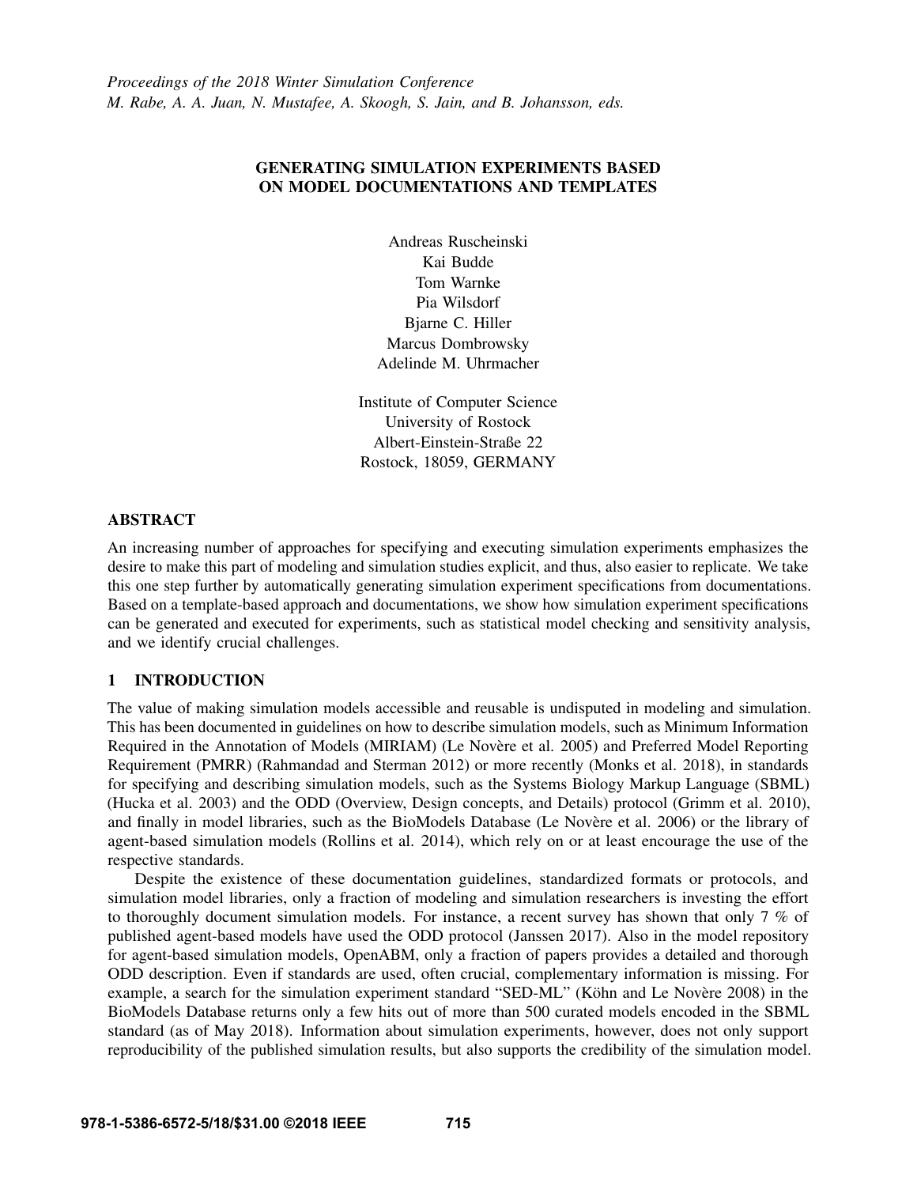Proceedings of the 2018 Winter Simulation Conference
M. Rabe, A. A. Juan, N. Mustafee, A. Skoogh, S. Jain, and B. Johansson, eds.

# GENERATING SIMULATION EXPERIMENTS BASED ON MODEL DOCUMENTATIONS AND TEMPLATES

Andreas Ruscheinski
Kai Budde
Tom Warnke
Pia Wilsdorf
Bjarne C. Hiller
Marcus Dombrowsky
Adelinde M. Uhrmacher

Institute of Computer Science
University of Rostock
Albert-Einstein-Straße 22
Rostock, 18059, GERMANY

## ABSTRACT

An increasing number of approaches for specifying and executing simulation experiments emphasizes the desire to make this part of modeling and simulation studies explicit, and thus, also easier to replicate. We take this one step further by automatically generating simulation experiment specifications from documentations. Based on a template-based approach and documentations, we show how simulation experiment specifications can be generated and executed for experiments, such as statistical model checking and sensitivity analysis, and we identify crucial challenges.

## 1 INTRODUCTION

The value of making simulation models accessible and reusable is undisputed in modeling and simulation. This has been documented in guidelines on how to describe simulation models, such as Minimum Information Required in the Annotation of Models (MIRIAM) (Le Novère et al. 2005) and Preferred Model Reporting Requirement (PMRR) (Rahmandad and Sterman 2012) or more recently (Monks et al. 2018), in standards for specifying and describing simulation models, such as the Systems Biology Markup Language (SBML) (Hucka et al. 2003) and the ODD (Overview, Design concepts, and Details) protocol (Grimm et al. 2010), and finally in model libraries, such as the BioModels Database (Le Novère et al. 2006) or the library of agent-based simulation models (Rollins et al. 2014), which rely on or at least encourage the use of the respective standards.

Despite the existence of these documentation guidelines, standardized formats or protocols, and simulation model libraries, only a fraction of modeling and simulation researchers is investing the effort to thoroughly document simulation models. For instance, a recent survey has shown that only 7 % of published agent-based models have used the ODD protocol (Janssen 2017). Also in the model repository for agent-based simulation models, OpenABM, only a fraction of papers provides a detailed and thorough ODD description. Even if standards are used, often crucial, complementary information is missing. For example, a search for the simulation experiment standard "SED-ML" (Köhn and Le Novère 2008) in the BioModels Database returns only a few hits out of more than 500 curated models encoded in the SBML standard (as of May 2018). Information about simulation experiments, however, does not only support reproducibility of the published simulation results, but also supports the credibility of the simulation model.

978-1-5386-6572-5/18/$31.00 ©2018 IEEE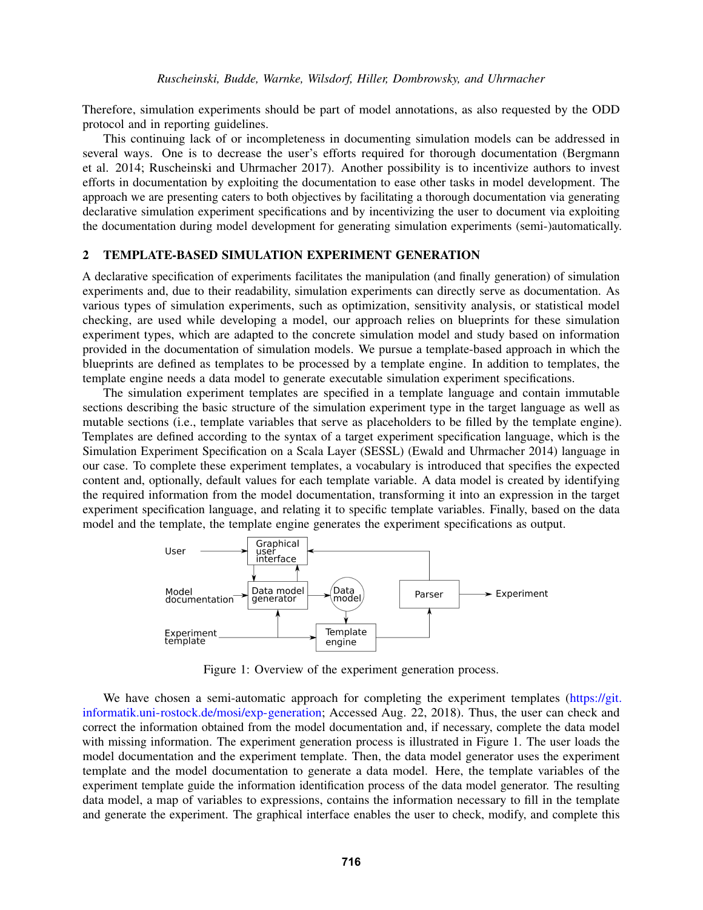Therefore, simulation experiments should be part of model annotations, as also requested by the ODD protocol and in reporting guidelines.

This continuing lack of or incompleteness in documenting simulation models can be addressed in several ways. One is to decrease the user's efforts required for thorough documentation (Bergmann et al. 2014; Ruscheinski and Uhrmacher 2017). Another possibility is to incentivize authors to invest efforts in documentation by exploiting the documentation to ease other tasks in model development. The approach we are presenting caters to both objectives by facilitating a thorough documentation via generating declarative simulation experiment specifications and by incentivizing the user to document via exploiting the documentation during model development for generating simulation experiments (semi-)automatically.

## 2 TEMPLATE-BASED SIMULATION EXPERIMENT GENERATION

A declarative specification of experiments facilitates the manipulation (and finally generation) of simulation experiments and, due to their readability, simulation experiments can directly serve as documentation. As various types of simulation experiments, such as optimization, sensitivity analysis, or statistical model checking, are used while developing a model, our approach relies on blueprints for these simulation experiment types, which are adapted to the concrete simulation model and study based on information provided in the documentation of simulation models. We pursue a template-based approach in which the blueprints are defined as templates to be processed by a template engine. In addition to templates, the template engine needs a data model to generate executable simulation experiment specifications.

The simulation experiment templates are specified in a template language and contain immutable sections describing the basic structure of the simulation experiment type in the target language as well as mutable sections (i.e., template variables that serve as placeholders to be filled by the template engine). Templates are defined according to the syntax of a target experiment specification language, which is the Simulation Experiment Specification on a Scala Layer (SESSL) (Ewald and Uhrmacher 2014) language in our case. To complete these experiment templates, a vocabulary is introduced that specifies the expected content and, optionally, default values for each template variable. A data model is created by identifying the required information from the model documentation, transforming it into an expression in the target experiment specification language, and relating it to specific template variables. Finally, based on the data model and the template, the template engine generates the experiment specifications as output.

Figure 1: Overview of the experiment generation process.

We have chosen a semi-automatic approach for completing the experiment templates (https://git.informatik.uni-rostock.de/mosi/exp-generation; Accessed Aug. 22, 2018). Thus, the user can check and correct the information obtained from the model documentation and, if necessary, complete the data model with missing information. The experiment generation process is illustrated in Figure 1. The user loads the model documentation and the experiment template. Then, the data model generator uses the experiment template and the model documentation to generate a data model. Here, the template variables of the experiment template guide the information identification process of the data model generator. The resulting data model, a map of variables to expressions, contains the information necessary to fill in the template and generate the experiment. The graphical interface enables the user to check, modify, and complete this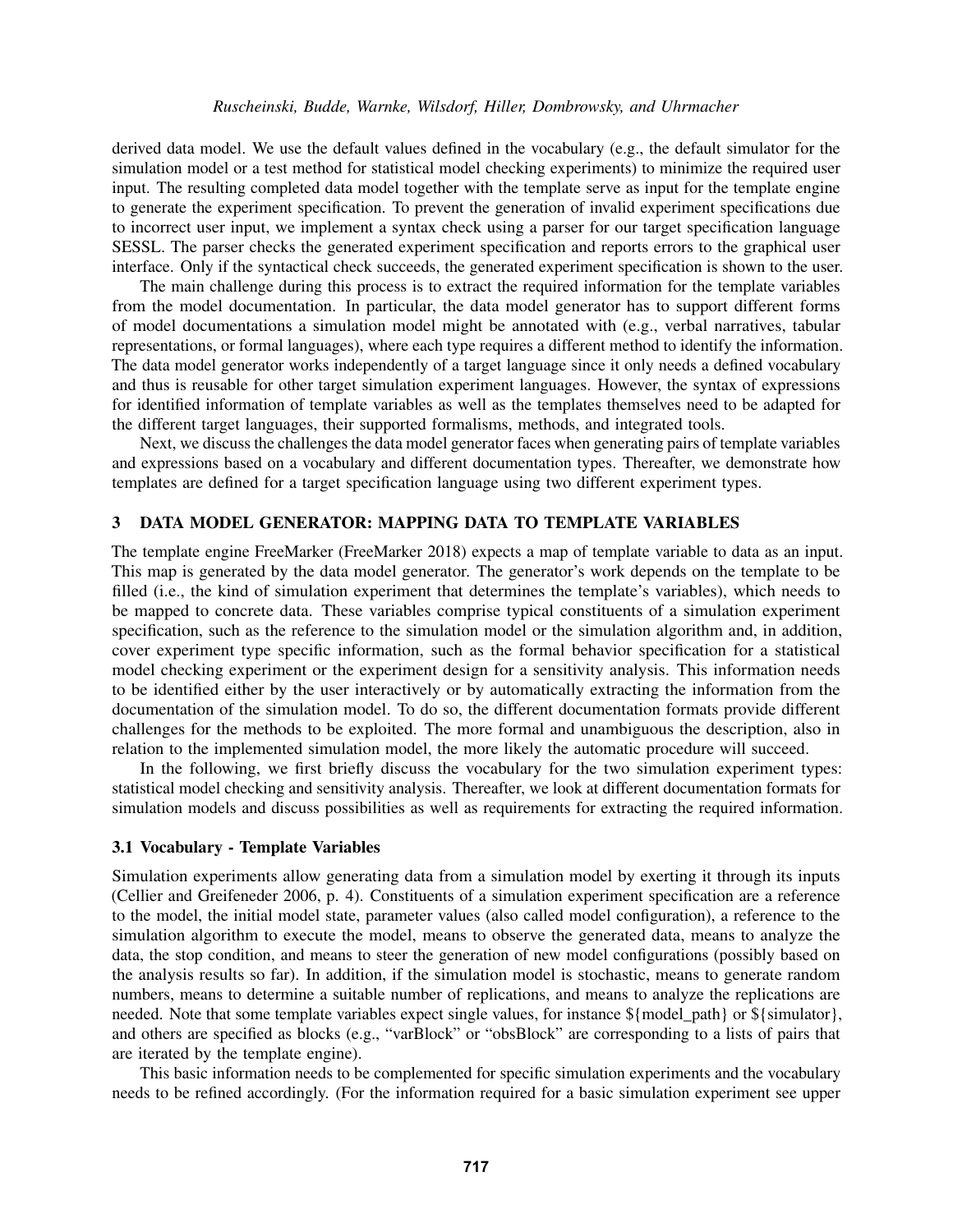derived data model. We use the default values defined in the vocabulary (e.g., the default simulator for the simulation model or a test method for statistical model checking experiments) to minimize the required user input. The resulting completed data model together with the template serve as input for the template engine to generate the experiment specification. To prevent the generation of invalid experiment specifications due to incorrect user input, we implement a syntax check using a parser for our target specification language SESSL. The parser checks the generated experiment specification and reports errors to the graphical user interface. Only if the syntactical check succeeds, the generated experiment specification is shown to the user.

The main challenge during this process is to extract the required information for the template variables from the model documentation. In particular, the data model generator has to support different forms of model documentations a simulation model might be annotated with (e.g., verbal narratives, tabular representations, or formal languages), where each type requires a different method to identify the information. The data model generator works independently of a target language since it only needs a defined vocabulary and thus is reusable for other target simulation experiment languages. However, the syntax of expressions for identified information of template variables as well as the templates themselves need to be adapted for the different target languages, their supported formalisms, methods, and integrated tools.

Next, we discuss the challenges the data model generator faces when generating pairs of template variables and expressions based on a vocabulary and different documentation types. Thereafter, we demonstrate how templates are defined for a target specification language using two different experiment types.

## 3 DATA MODEL GENERATOR: MAPPING DATA TO TEMPLATE VARIABLES

The template engine FreeMarker (FreeMarker 2018) expects a map of template variable to data as an input. This map is generated by the data model generator. The generator's work depends on the template to be filled (i.e., the kind of simulation experiment that determines the template's variables), which needs to be mapped to concrete data. These variables comprise typical constituents of a simulation experiment specification, such as the reference to the simulation model or the simulation algorithm and, in addition, cover experiment type specific information, such as the formal behavior specification for a statistical model checking experiment or the experiment design for a sensitivity analysis. This information needs to be identified either by the user interactively or by automatically extracting the information from the documentation of the simulation model. To do so, the different documentation formats provide different challenges for the methods to be exploited. The more formal and unambiguous the description, also in relation to the implemented simulation model, the more likely the automatic procedure will succeed.

In the following, we first briefly discuss the vocabulary for the two simulation experiment types: statistical model checking and sensitivity analysis. Thereafter, we look at different documentation formats for simulation models and discuss possibilities as well as requirements for extracting the required information.

### 3.1 Vocabulary - Template Variables

Simulation experiments allow generating data from a simulation model by exerting it through its inputs (Cellier and Greifeneder 2006, p. 4). Constituents of a simulation experiment specification are a reference to the model, the initial model state, parameter values (also called model configuration), a reference to the simulation algorithm to execute the model, means to observe the generated data, means to analyze the data, the stop condition, and means to steer the generation of new model configurations (possibly based on the analysis results so far). In addition, if the simulation model is stochastic, means to generate random numbers, means to determine a suitable number of replications, and means to analyze the replications are needed. Note that some template variables expect single values, for instance ${model_path} or ${simulator}, and others are specified as blocks (e.g., "varBlock" or "obsBlock" are corresponding to a lists of pairs that are iterated by the template engine).

This basic information needs to be complemented for specific simulation experiments and the vocabulary needs to be refined accordingly. (For the information required for a basic simulation experiment see upper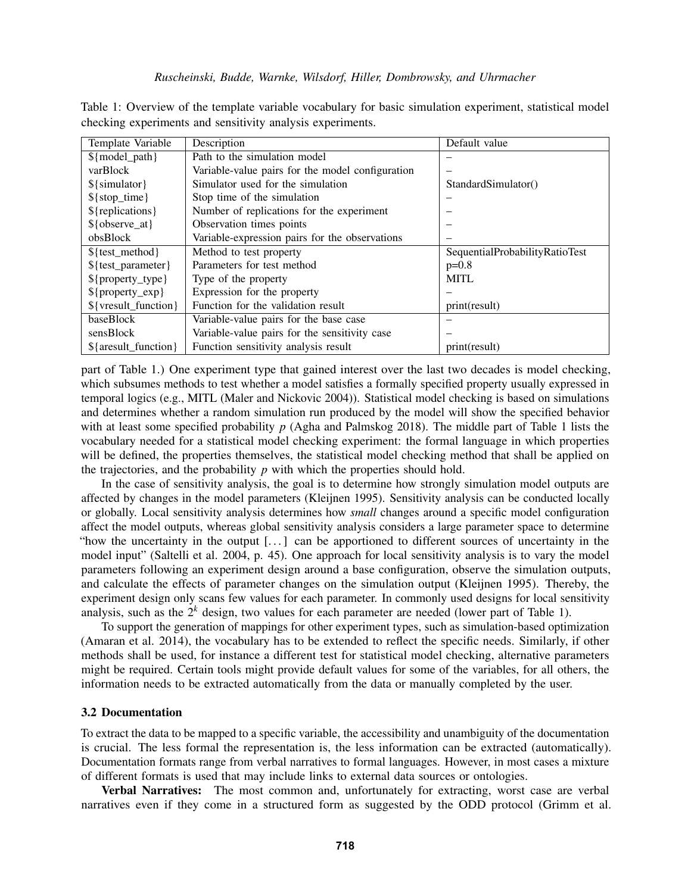Table 1: Overview of the template variable vocabulary for basic simulation experiment, statistical model checking experiments and sensitivity analysis experiments.

| Template Variable | Description | Default value |
|---|---|---|
| ${model_path} | Path to the simulation model | – |
| varBlock | Variable-value pairs for the model configuration | – |
| ${simulator} | Simulator used for the simulation | StandardSimulator() |
| ${stop_time} | Stop time of the simulation | – |
| ${replications} | Number of replications for the experiment | – |
| ${observe_at} | Observation times points | – |
| obsBlock | Variable-expression pairs for the observations | – |
| ${test_method} | Method to test property | SequentialProbabilityRatioTest |
| ${test_parameter} | Parameters for test method | p=0.8 |
| ${property_type} | Type of the property | MITL |
| ${property_exp} | Expression for the property | – |
| ${vresult_function} | Function for the validation result | print(result) |
| baseBlock | Variable-value pairs for the base case | – |
| sensBlock | Variable-value pairs for the sensitivity case | – |
| ${aresult_function} | Function sensitivity analysis result | print(result) |

part of Table 1.) One experiment type that gained interest over the last two decades is model checking, which subsumes methods to test whether a model satisfies a formally specified property usually expressed in temporal logics (e.g., MITL (Maler and Nickovic 2004)). Statistical model checking is based on simulations and determines whether a random simulation run produced by the model will show the specified behavior with at least some specified probability $p$ (Agha and Palmskog 2018). The middle part of Table 1 lists the vocabulary needed for a statistical model checking experiment: the formal language in which properties will be defined, the properties themselves, the statistical model checking method that shall be applied on the trajectories, and the probability $p$ with which the properties should hold.

In the case of sensitivity analysis, the goal is to determine how strongly simulation model outputs are affected by changes in the model parameters (Kleijnen 1995). Sensitivity analysis can be conducted locally or globally. Local sensitivity analysis determines how *small* changes around a specific model configuration affect the model outputs, whereas global sensitivity analysis considers a large parameter space to determine "how the uncertainty in the output [...] can be apportioned to different sources of uncertainty in the model input" (Saltelli et al. 2004, p. 45). One approach for local sensitivity analysis is to vary the model parameters following an experiment design around a base configuration, observe the simulation outputs, and calculate the effects of parameter changes on the simulation output (Kleijnen 1995). Thereby, the experiment design only scans few values for each parameter. In commonly used designs for local sensitivity analysis, such as the $2^k$ design, two values for each parameter are needed (lower part of Table 1).

To support the generation of mappings for other experiment types, such as simulation-based optimization (Amaran et al. 2014), the vocabulary has to be extended to reflect the specific needs. Similarly, if other methods shall be used, for instance a different test for statistical model checking, alternative parameters might be required. Certain tools might provide default values for some of the variables, for all others, the information needs to be extracted automatically from the data or manually completed by the user.

### 3.2 Documentation

To extract the data to be mapped to a specific variable, the accessibility and unambiguity of the documentation is crucial. The less formal the representation is, the less information can be extracted (automatically). Documentation formats range from verbal narratives to formal languages. However, in most cases a mixture of different formats is used that may include links to external data sources or ontologies.

**Verbal Narratives:** The most common and, unfortunately for extracting, worst case are verbal narratives even if they come in a structured form as suggested by the ODD protocol (Grimm et al.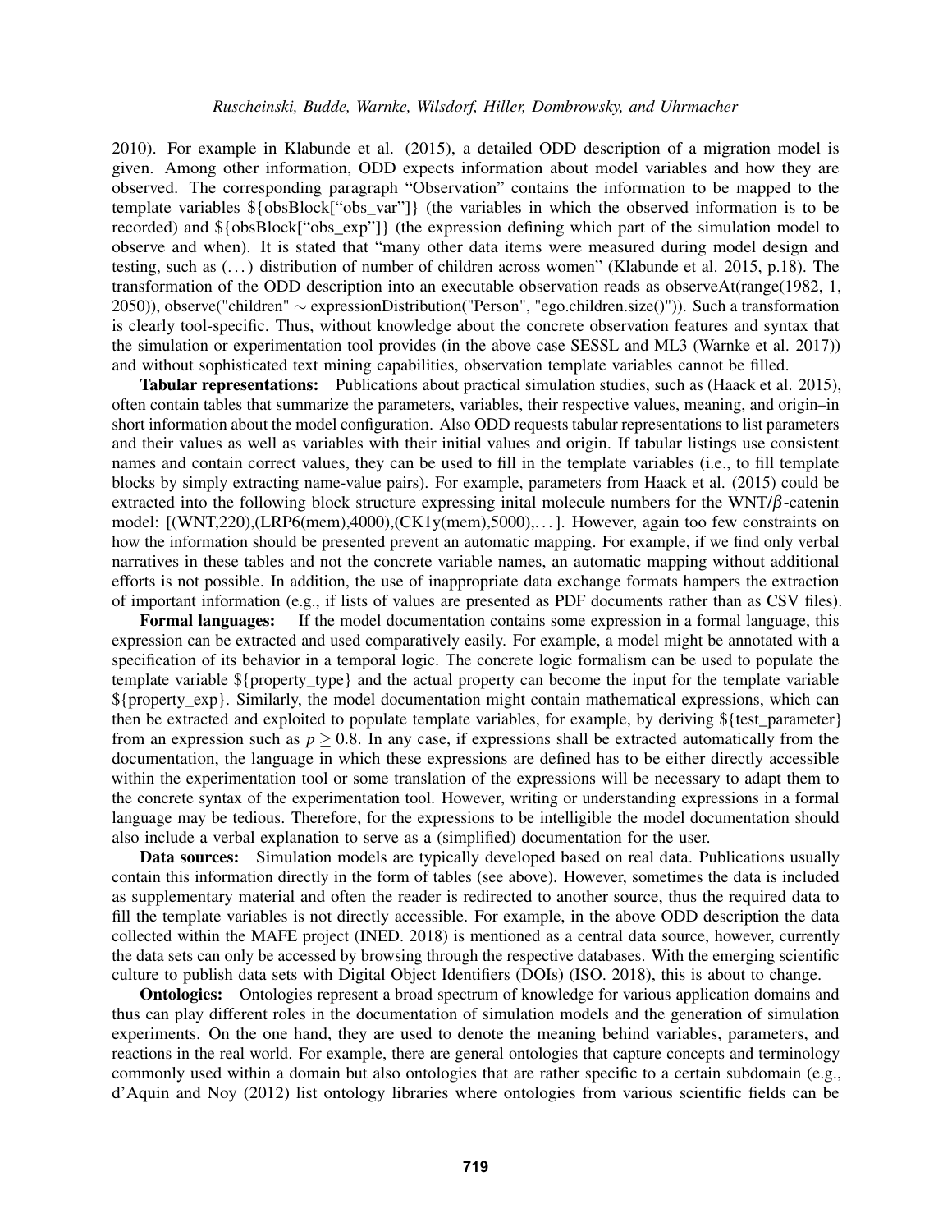2010). For example in Klabunde et al. (2015), a detailed ODD description of a migration model is given. Among other information, ODD expects information about model variables and how they are observed. The corresponding paragraph "Observation" contains the information to be mapped to the template variables ${obsBlock["obs_var"]} (the variables in which the observed information is to be recorded) and ${obsBlock["obs_exp"]} (the expression defining which part of the simulation model to observe and when). It is stated that "many other data items were measured during model design and testing, such as (...) distribution of number of children across women" (Klabunde et al. 2015, p.18). The transformation of the ODD description into an executable observation reads as observeAt(range(1982, 1, 2050)), observe("children" ∼ expressionDistribution("Person", "ego.children.size()")). Such a transformation is clearly tool-specific. Thus, without knowledge about the concrete observation features and syntax that the simulation or experimentation tool provides (in the above case SESSL and ML3 (Warnke et al. 2017)) and without sophisticated text mining capabilities, observation template variables cannot be filled.

**Tabular representations:** Publications about practical simulation studies, such as (Haack et al. 2015), often contain tables that summarize the parameters, variables, their respective values, meaning, and origin–in short information about the model configuration. Also ODD requests tabular representations to list parameters and their values as well as variables with their initial values and origin. If tabular listings use consistent names and contain correct values, they can be used to fill in the template variables (i.e., to fill template blocks by simply extracting name-value pairs). For example, parameters from Haack et al. (2015) could be extracted into the following block structure expressing inital molecule numbers for the WNT/$\beta$-catenin model: [(WNT,220),(LRP6(mem),4000),(CK1y(mem),5000),...]. However, again too few constraints on how the information should be presented prevent an automatic mapping. For example, if we find only verbal narratives in these tables and not the concrete variable names, an automatic mapping without additional efforts is not possible. In addition, the use of inappropriate data exchange formats hampers the extraction of important information (e.g., if lists of values are presented as PDF documents rather than as CSV files).

**Formal languages:** If the model documentation contains some expression in a formal language, this expression can be extracted and used comparatively easily. For example, a model might be annotated with a specification of its behavior in a temporal logic. The concrete logic formalism can be used to populate the template variable ${property_type} and the actual property can become the input for the template variable ${property_exp}. Similarly, the model documentation might contain mathematical expressions, which can then be extracted and exploited to populate template variables, for example, by deriving ${test_parameter} from an expression such as $p \geq 0.8$. In any case, if expressions shall be extracted automatically from the documentation, the language in which these expressions are defined has to be either directly accessible within the experimentation tool or some translation of the expressions will be necessary to adapt them to the concrete syntax of the experimentation tool. However, writing or understanding expressions in a formal language may be tedious. Therefore, for the expressions to be intelligible the model documentation should also include a verbal explanation to serve as a (simplified) documentation for the user.

**Data sources:** Simulation models are typically developed based on real data. Publications usually contain this information directly in the form of tables (see above). However, sometimes the data is included as supplementary material and often the reader is redirected to another source, thus the required data to fill the template variables is not directly accessible. For example, in the above ODD description the data collected within the MAFE project (INED. 2018) is mentioned as a central data source, however, currently the data sets can only be accessed by browsing through the respective databases. With the emerging scientific culture to publish data sets with Digital Object Identifiers (DOIs) (ISO. 2018), this is about to change.

**Ontologies:** Ontologies represent a broad spectrum of knowledge for various application domains and thus can play different roles in the documentation of simulation models and the generation of simulation experiments. On the one hand, they are used to denote the meaning behind variables, parameters, and reactions in the real world. For example, there are general ontologies that capture concepts and terminology commonly used within a domain but also ontologies that are rather specific to a certain subdomain (e.g., d'Aquin and Noy (2012) list ontology libraries where ontologies from various scientific fields can be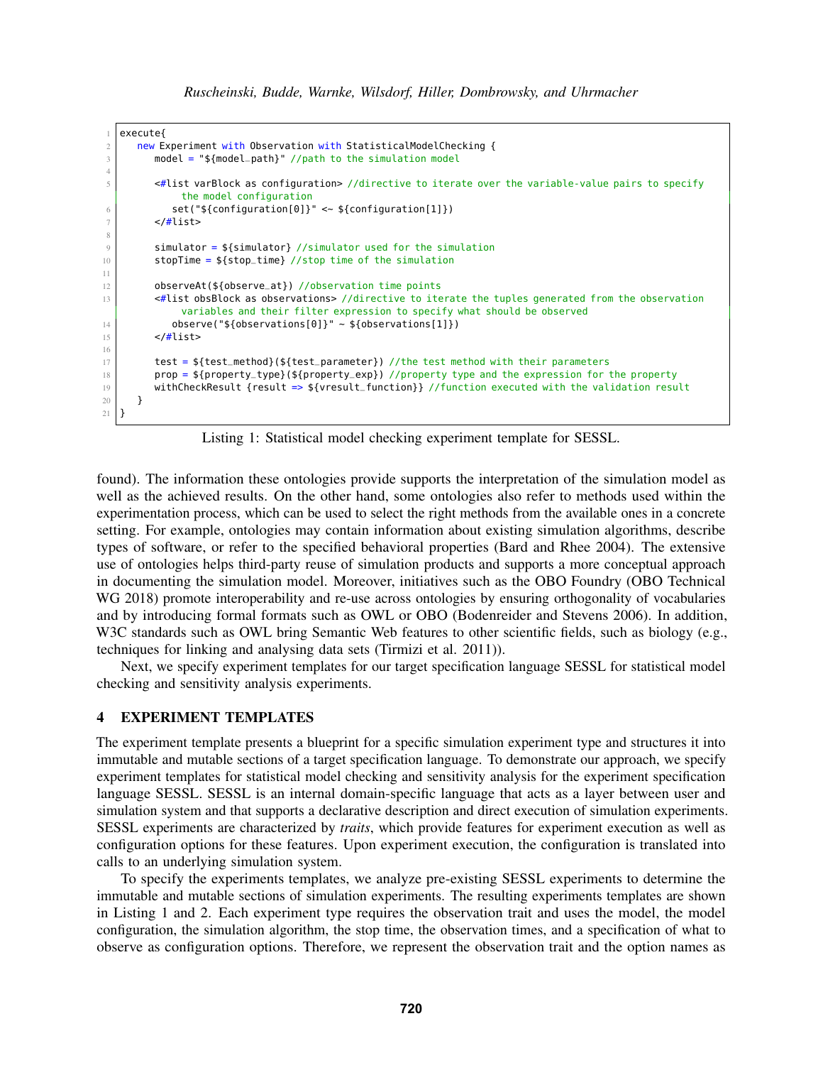```
execute{
   new Experiment with Observation with StatisticalModelChecking {
      model = "${model_path}" //path to the simulation model

      <#list varBlock as configuration> //directive to iterate over the variable-value pairs to specify
           the model configuration
         set("${configuration[0]}" <~ ${configuration[1]})
      </#list>

      simulator = ${simulator} //simulator used for the simulation
      stopTime = ${stop_time} //stop time of the simulation

      observeAt(${observe_at}) //observation time points
      <#list obsBlock as observations> //directive to iterate the tuples generated from the observation
           variables and their filter expression to specify what should be observed
         observe("${observations[0]}" ~ ${observations[1]})
      </#list>

      test = ${test_method}(${test_parameter}) //the test method with their parameters
      prop = ${property_type}(${property_exp}) //property type and the expression for the property
      withCheckResult {result => ${vresult_function}} //function executed with the validation result
   }
}
```

Listing 1: Statistical model checking experiment template for SESSL.

found). The information these ontologies provide supports the interpretation of the simulation model as well as the achieved results. On the other hand, some ontologies also refer to methods used within the experimentation process, which can be used to select the right methods from the available ones in a concrete setting. For example, ontologies may contain information about existing simulation algorithms, describe types of software, or refer to the specified behavioral properties (Bard and Rhee 2004). The extensive use of ontologies helps third-party reuse of simulation products and supports a more conceptual approach in documenting the simulation model. Moreover, initiatives such as the OBO Foundry (OBO Technical WG 2018) promote interoperability and re-use across ontologies by ensuring orthogonality of vocabularies and by introducing formal formats such as OWL or OBO (Bodenreider and Stevens 2006). In addition, W3C standards such as OWL bring Semantic Web features to other scientific fields, such as biology (e.g., techniques for linking and analysing data sets (Tirmizi et al. 2011)).

Next, we specify experiment templates for our target specification language SESSL for statistical model checking and sensitivity analysis experiments.

## 4 EXPERIMENT TEMPLATES

The experiment template presents a blueprint for a specific simulation experiment type and structures it into immutable and mutable sections of a target specification language. To demonstrate our approach, we specify experiment templates for statistical model checking and sensitivity analysis for the experiment specification language SESSL. SESSL is an internal domain-specific language that acts as a layer between user and simulation system and that supports a declarative description and direct execution of simulation experiments. SESSL experiments are characterized by *traits*, which provide features for experiment execution as well as configuration options for these features. Upon experiment execution, the configuration is translated into calls to an underlying simulation system.

To specify the experiments templates, we analyze pre-existing SESSL experiments to determine the immutable and mutable sections of simulation experiments. The resulting experiments templates are shown in Listing 1 and 2. Each experiment type requires the observation trait and uses the model, the model configuration, the simulation algorithm, the stop time, the observation times, and a specification of what to observe as configuration options. Therefore, we represent the observation trait and the option names as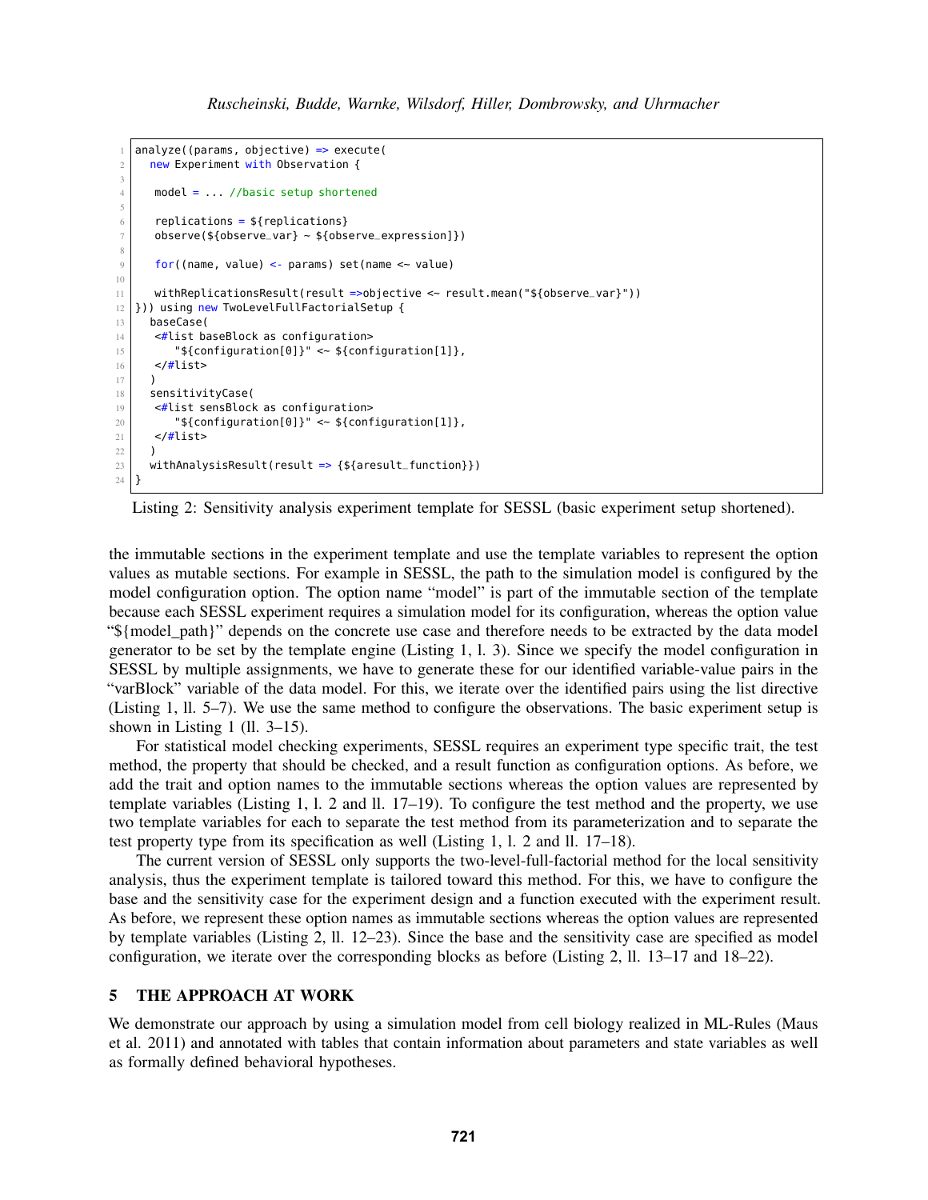```
analyze((params, objective) => execute(
  new Experiment with Observation {

   model = ... //basic setup shortened

   replications = ${replications}
   observe(${observe_var} ~ ${observe_expression]})

   for((name, value) <- params) set(name <~ value)

   withReplicationsResult(result =>objective <~ result.mean("${observe_var}"))
})) using new TwoLevelFullFactorialSetup {
  baseCase(
   <#list baseBlock as configuration>
      "${configuration[0]}" <~ ${configuration[1]},
   </#list>
  )
  sensitivityCase(
   <#list sensBlock as configuration>
      "${configuration[0]}" <~ ${configuration[1]},
   </#list>
  )
  withAnalysisResult(result => {${aresult_function}})
}
```

Listing 2: Sensitivity analysis experiment template for SESSL (basic experiment setup shortened).

the immutable sections in the experiment template and use the template variables to represent the option values as mutable sections. For example in SESSL, the path to the simulation model is configured by the model configuration option. The option name "model" is part of the immutable section of the template because each SESSL experiment requires a simulation model for its configuration, whereas the option value "${model_path}" depends on the concrete use case and therefore needs to be extracted by the data model generator to be set by the template engine (Listing 1, l. 3). Since we specify the model configuration in SESSL by multiple assignments, we have to generate these for our identified variable-value pairs in the "varBlock" variable of the data model. For this, we iterate over the identified pairs using the list directive (Listing 1, ll. 5–7). We use the same method to configure the observations. The basic experiment setup is shown in Listing 1 (ll. 3–15).

For statistical model checking experiments, SESSL requires an experiment type specific trait, the test method, the property that should be checked, and a result function as configuration options. As before, we add the trait and option names to the immutable sections whereas the option values are represented by template variables (Listing 1, l. 2 and ll. 17–19). To configure the test method and the property, we use two template variables for each to separate the test method from its parameterization and to separate the test property type from its specification as well (Listing 1, l. 2 and ll. 17–18).

The current version of SESSL only supports the two-level-full-factorial method for the local sensitivity analysis, thus the experiment template is tailored toward this method. For this, we have to configure the base and the sensitivity case for the experiment design and a function executed with the experiment result. As before, we represent these option names as immutable sections whereas the option values are represented by template variables (Listing 2, ll. 12–23). Since the base and the sensitivity case are specified as model configuration, we iterate over the corresponding blocks as before (Listing 2, ll. 13–17 and 18–22).

## 5 THE APPROACH AT WORK

We demonstrate our approach by using a simulation model from cell biology realized in ML-Rules (Maus et al. 2011) and annotated with tables that contain information about parameters and state variables as well as formally defined behavioral hypotheses.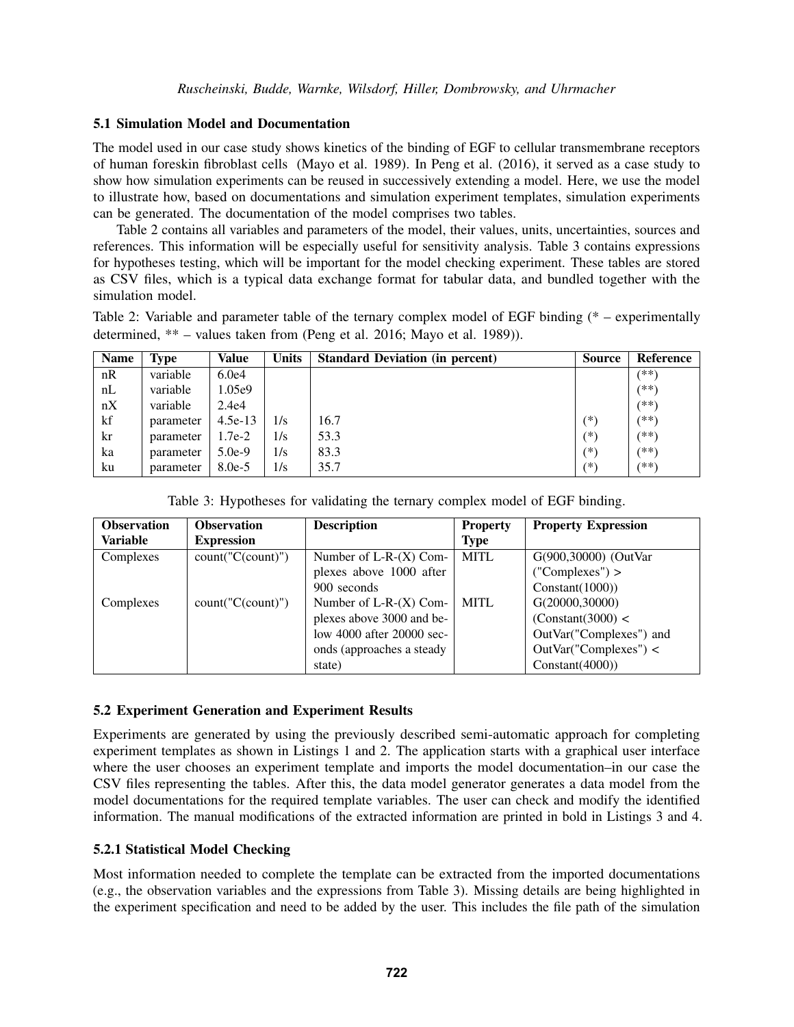### 5.1 Simulation Model and Documentation

The model used in our case study shows kinetics of the binding of EGF to cellular transmembrane receptors of human foreskin fibroblast cells (Mayo et al. 1989). In Peng et al. (2016), it served as a case study to show how simulation experiments can be reused in successively extending a model. Here, we use the model to illustrate how, based on documentations and simulation experiment templates, simulation experiments can be generated. The documentation of the model comprises two tables.

Table 2 contains all variables and parameters of the model, their values, units, uncertainties, sources and references. This information will be especially useful for sensitivity analysis. Table 3 contains expressions for hypotheses testing, which will be important for the model checking experiment. These tables are stored as CSV files, which is a typical data exchange format for tabular data, and bundled together with the simulation model.

Table 2: Variable and parameter table of the ternary complex model of EGF binding (* – experimentally determined, ** – values taken from (Peng et al. 2016; Mayo et al. 1989)).

| Name | Type | Value | Units | Standard Deviation (in percent) | Source | Reference |
|---|---|---|---|---|---|---|
| nR | variable | 6.0e4 | | | | (**) |
| nL | variable | 1.05e9 | | | | (**) |
| nX | variable | 2.4e4 | | | | (**) |
| kf | parameter | 4.5e-13 | 1/s | 16.7 | (*) | (**) |
| kr | parameter | 1.7e-2 | 1/s | 53.3 | (*) | (**) |
| ka | parameter | 5.0e-9 | 1/s | 83.3 | (*) | (**) |
| ku | parameter | 8.0e-5 | 1/s | 35.7 | (*) | (**) |

Table 3: Hypotheses for validating the ternary complex model of EGF binding.

| Observation Variable | Observation Expression | Description | Property Type | Property Expression |
|---|---|---|---|---|
| Complexes | count("C(count)") | Number of L-R-(X) Complexes above 1000 after 900 seconds | MITL | G(900,30000) (OutVar ("Complexes") > Constant(1000)) |
| Complexes | count("C(count)") | Number of L-R-(X) Complexes above 3000 and below 4000 after 20000 seconds (approaches a steady state) | MITL | G(20000,30000) (Constant(3000) < OutVar("Complexes") and OutVar("Complexes") < Constant(4000)) |

### 5.2 Experiment Generation and Experiment Results

Experiments are generated by using the previously described semi-automatic approach for completing experiment templates as shown in Listings 1 and 2. The application starts with a graphical user interface where the user chooses an experiment template and imports the model documentation–in our case the CSV files representing the tables. After this, the data model generator generates a data model from the model documentations for the required template variables. The user can check and modify the identified information. The manual modifications of the extracted information are printed in bold in Listings 3 and 4.

#### 5.2.1 Statistical Model Checking

Most information needed to complete the template can be extracted from the imported documentations (e.g., the observation variables and the expressions from Table 3). Missing details are being highlighted in the experiment specification and need to be added by the user. This includes the file path of the simulation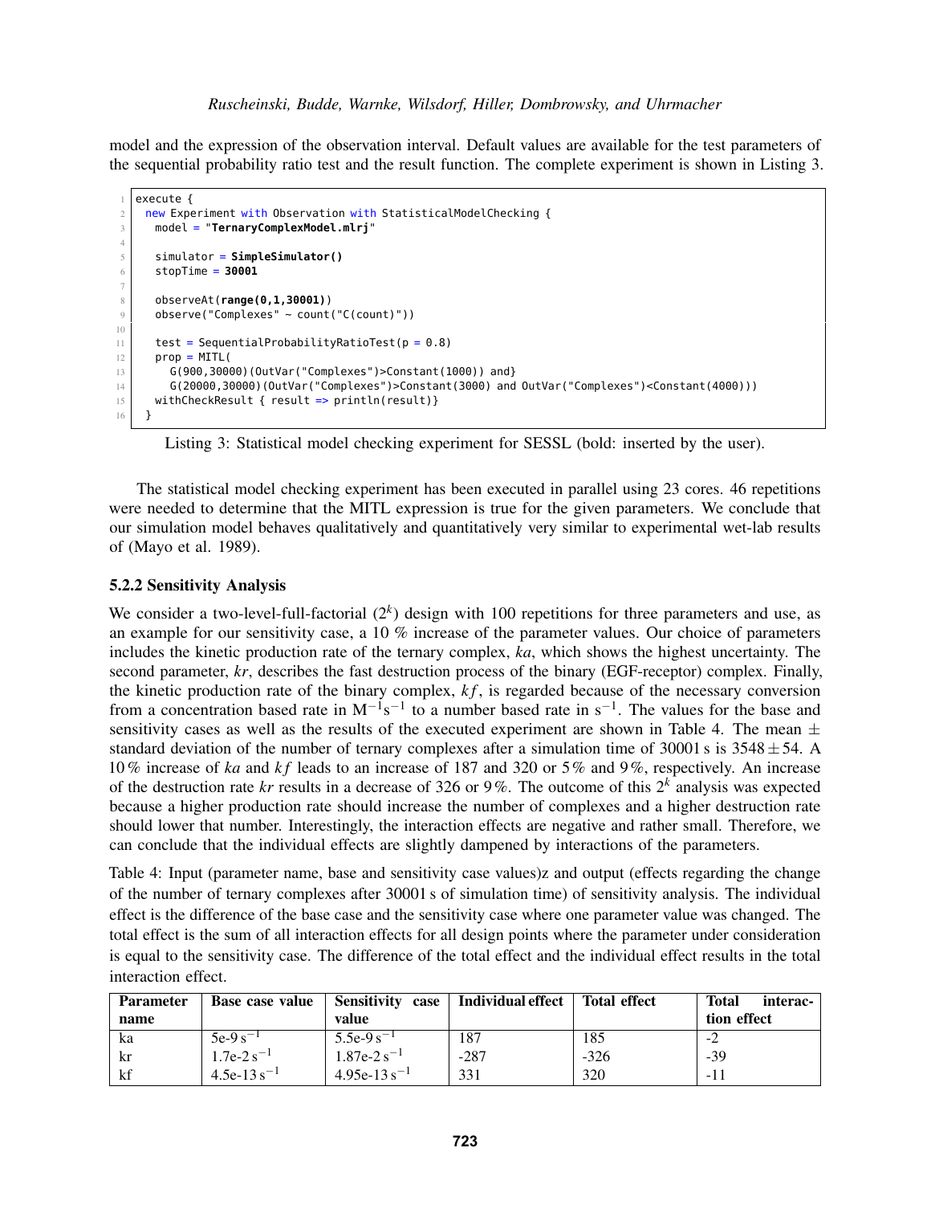model and the expression of the observation interval. Default values are available for the test parameters of the sequential probability ratio test and the result function. The complete experiment is shown in Listing 3.

```
execute {
  new Experiment with Observation with StatisticalModelChecking {
    model = "TernaryComplexModel.mlrj"

    simulator = SimpleSimulator()
    stopTime = 30001

    observeAt(range(0,1,30001))
    observe("Complexes" ~ count("C(count)"))

    test = SequentialProbabilityRatioTest(p = 0.8)
    prop = MITL(
      G(900,30000)(OutVar("Complexes")>Constant(1000)) and}
      G(20000,30000)(OutVar("Complexes")>Constant(3000) and OutVar("Complexes")<Constant(4000)))
    withCheckResult { result => println(result)}
  }
```

Listing 3: Statistical model checking experiment for SESSL (bold: inserted by the user).

The statistical model checking experiment has been executed in parallel using 23 cores. 46 repetitions were needed to determine that the MITL expression is true for the given parameters. We conclude that our simulation model behaves qualitatively and quantitatively very similar to experimental wet-lab results of (Mayo et al. 1989).

### 5.2.2 Sensitivity Analysis

We consider a two-level-full-factorial ($2^k$) design with 100 repetitions for three parameters and use, as an example for our sensitivity case, a 10 % increase of the parameter values. Our choice of parameters includes the kinetic production rate of the ternary complex, *ka*, which shows the highest uncertainty. The second parameter, *kr*, describes the fast destruction process of the binary (EGF-receptor) complex. Finally, the kinetic production rate of the binary complex, *kf*, is regarded because of the necessary conversion from a concentration based rate in $M^{-1}s^{-1}$ to a number based rate in $s^{-1}$. The values for the base and sensitivity cases as well as the results of the executed experiment are shown in Table 4. The mean $\pm$ standard deviation of the number of ternary complexes after a simulation time of 30001 s is $3548 \pm 54$. A 10 % increase of *ka* and *kf* leads to an increase of 187 and 320 or 5 % and 9 %, respectively. An increase of the destruction rate *kr* results in a decrease of 326 or 9 %. The outcome of this $2^k$ analysis was expected because a higher production rate should increase the number of complexes and a higher destruction rate should lower that number. Interestingly, the interaction effects are negative and rather small. Therefore, we can conclude that the individual effects are slightly dampened by interactions of the parameters.

Table 4: Input (parameter name, base and sensitivity case values)z and output (effects regarding the change of the number of ternary complexes after 30001 s of simulation time) of sensitivity analysis. The individual effect is the difference of the base case and the sensitivity case where one parameter value was changed. The total effect is the sum of all interaction effects for all design points where the parameter under consideration is equal to the sensitivity case. The difference of the total effect and the individual effect results in the total interaction effect.

| Parameter name | Base case value | Sensitivity case value | Individual effect | Total effect | Total interaction effect |
|---|---|---|---|---|---|
| ka | 5e-9 $s^{-1}$ | 5.5e-9 $s^{-1}$ | 187 | 185 | -2 |
| kr | 1.7e-2 $s^{-1}$ | 1.87e-2 $s^{-1}$ | -287 | -326 | -39 |
| kf | 4.5e-13 $s^{-1}$ | 4.95e-13 $s^{-1}$ | 331 | 320 | -11 |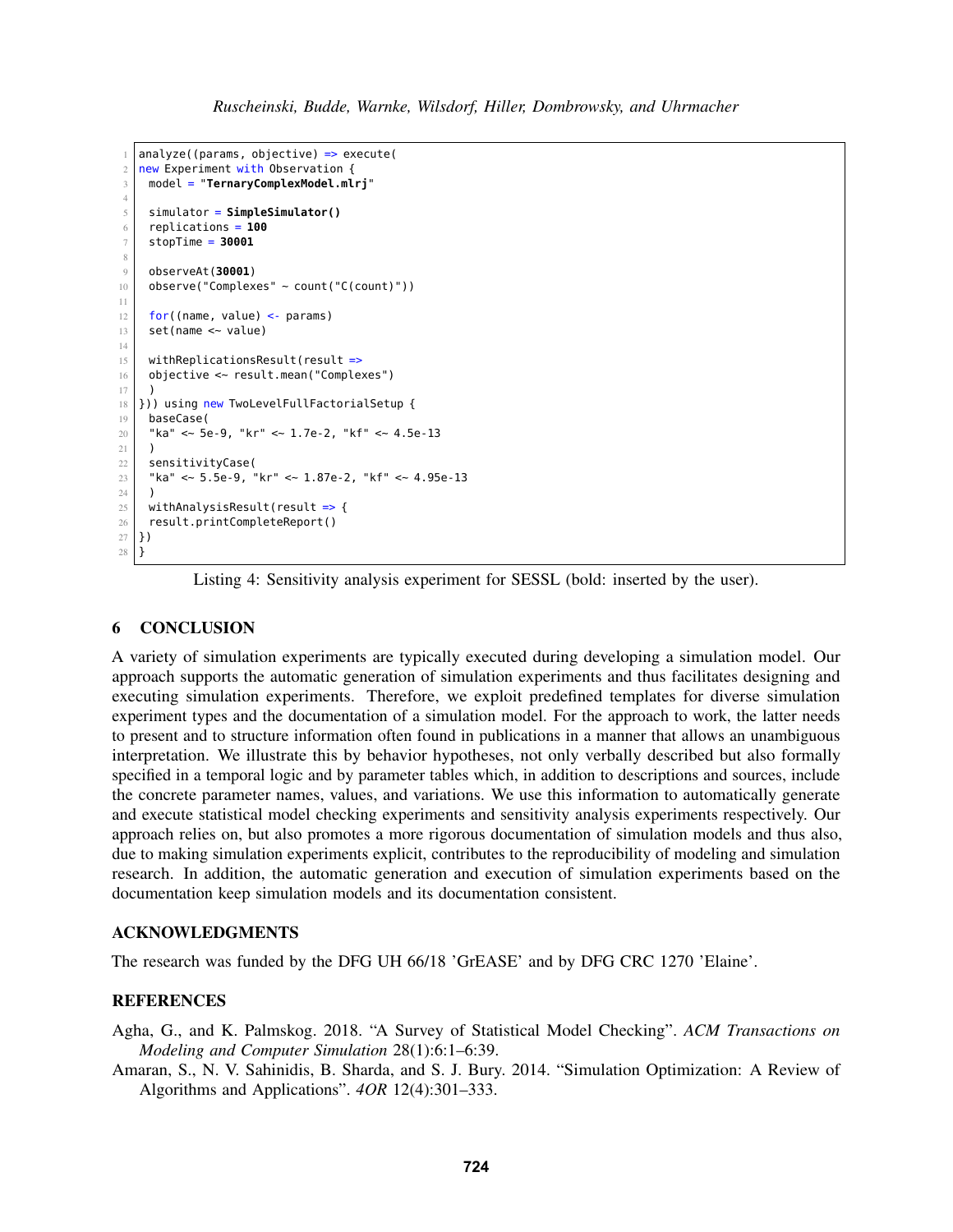```
analyze((params, objective) => execute(
new Experiment with Observation {
 model = "TernaryComplexModel.mlrj"

 simulator = SimpleSimulator()
 replications = 100
 stopTime = 30001

 observeAt(30001)
 observe("Complexes" ~ count("C(count)"))

 for((name, value) <- params)
 set(name <~ value)

 withReplicationsResult(result =>
 objective <~ result.mean("Complexes")
 )
})) using new TwoLevelFullFactorialSetup {
 baseCase(
 "ka" <~ 5e-9, "kr" <~ 1.7e-2, "kf" <~ 4.5e-13
 )
 sensitivityCase(
 "ka" <~ 5.5e-9, "kr" <~ 1.87e-2, "kf" <~ 4.95e-13
 )
 withAnalysisResult(result => {
 result.printCompleteReport()
})
}
```

Listing 4: Sensitivity analysis experiment for SESSL (bold: inserted by the user).

## 6 CONCLUSION

A variety of simulation experiments are typically executed during developing a simulation model. Our approach supports the automatic generation of simulation experiments and thus facilitates designing and executing simulation experiments. Therefore, we exploit predefined templates for diverse simulation experiment types and the documentation of a simulation model. For the approach to work, the latter needs to present and to structure information often found in publications in a manner that allows an unambiguous interpretation. We illustrate this by behavior hypotheses, not only verbally described but also formally specified in a temporal logic and by parameter tables which, in addition to descriptions and sources, include the concrete parameter names, values, and variations. We use this information to automatically generate and execute statistical model checking experiments and sensitivity analysis experiments respectively. Our approach relies on, but also promotes a more rigorous documentation of simulation models and thus also, due to making simulation experiments explicit, contributes to the reproducibility of modeling and simulation research. In addition, the automatic generation and execution of simulation experiments based on the documentation keep simulation models and its documentation consistent.

## ACKNOWLEDGMENTS

The research was funded by the DFG UH 66/18 'GrEASE' and by DFG CRC 1270 'Elaine'.

## REFERENCES

Agha, G., and K. Palmskog. 2018. "A Survey of Statistical Model Checking". *ACM Transactions on Modeling and Computer Simulation* 28(1):6:1–6:39.

Amaran, S., N. V. Sahinidis, B. Sharda, and S. J. Bury. 2014. "Simulation Optimization: A Review of Algorithms and Applications". *4OR* 12(4):301–333.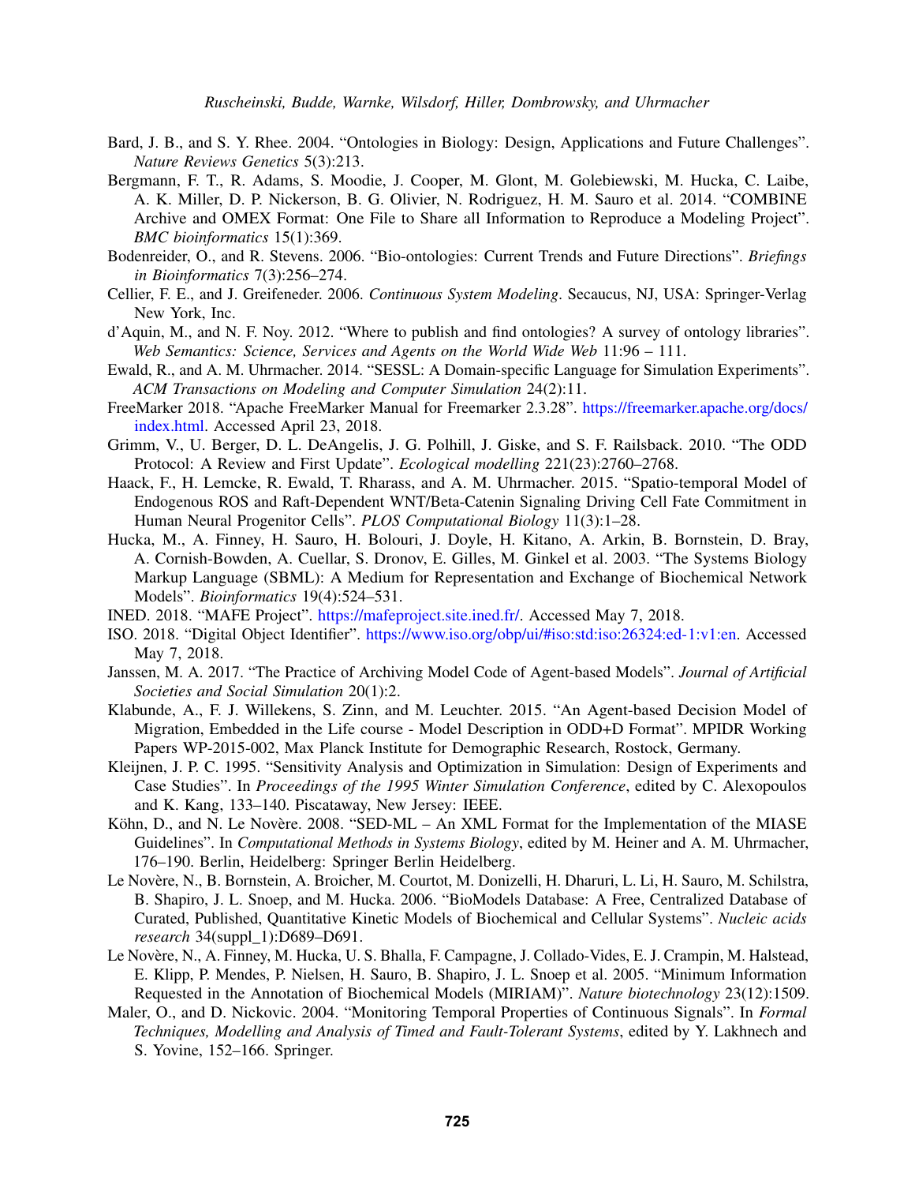Bard, J. B., and S. Y. Rhee. 2004. "Ontologies in Biology: Design, Applications and Future Challenges". *Nature Reviews Genetics* 5(3):213.

Bergmann, F. T., R. Adams, S. Moodie, J. Cooper, M. Glont, M. Golebiewski, M. Hucka, C. Laibe, A. K. Miller, D. P. Nickerson, B. G. Olivier, N. Rodriguez, H. M. Sauro et al. 2014. "COMBINE Archive and OMEX Format: One File to Share all Information to Reproduce a Modeling Project". *BMC bioinformatics* 15(1):369.

Bodenreider, O., and R. Stevens. 2006. "Bio-ontologies: Current Trends and Future Directions". *Briefings in Bioinformatics* 7(3):256–274.

Cellier, F. E., and J. Greifeneder. 2006. *Continuous System Modeling*. Secaucus, NJ, USA: Springer-Verlag New York, Inc.

d'Aquin, M., and N. F. Noy. 2012. "Where to publish and find ontologies? A survey of ontology libraries". *Web Semantics: Science, Services and Agents on the World Wide Web* 11:96 – 111.

Ewald, R., and A. M. Uhrmacher. 2014. "SESSL: A Domain-specific Language for Simulation Experiments". *ACM Transactions on Modeling and Computer Simulation* 24(2):11.

FreeMarker 2018. "Apache FreeMarker Manual for Freemarker 2.3.28". https://freemarker.apache.org/docs/index.html. Accessed April 23, 2018.

Grimm, V., U. Berger, D. L. DeAngelis, J. G. Polhill, J. Giske, and S. F. Railsback. 2010. "The ODD Protocol: A Review and First Update". *Ecological modelling* 221(23):2760–2768.

Haack, F., H. Lemcke, R. Ewald, T. Rharass, and A. M. Uhrmacher. 2015. "Spatio-temporal Model of Endogenous ROS and Raft-Dependent WNT/Beta-Catenin Signaling Driving Cell Fate Commitment in Human Neural Progenitor Cells". *PLOS Computational Biology* 11(3):1–28.

Hucka, M., A. Finney, H. Sauro, H. Bolouri, J. Doyle, H. Kitano, A. Arkin, B. Bornstein, D. Bray, A. Cornish-Bowden, A. Cuellar, S. Dronov, E. Gilles, M. Ginkel et al. 2003. "The Systems Biology Markup Language (SBML): A Medium for Representation and Exchange of Biochemical Network Models". *Bioinformatics* 19(4):524–531.

INED. 2018. "MAFE Project". https://mafeproject.site.ined.fr/. Accessed May 7, 2018.

ISO. 2018. "Digital Object Identifier". https://www.iso.org/obp/ui/#iso:std:iso:26324:ed-1:v1:en. Accessed May 7, 2018.

Janssen, M. A. 2017. "The Practice of Archiving Model Code of Agent-based Models". *Journal of Artificial Societies and Social Simulation* 20(1):2.

Klabunde, A., F. J. Willekens, S. Zinn, and M. Leuchter. 2015. "An Agent-based Decision Model of Migration, Embedded in the Life course - Model Description in ODD+D Format". MPIDR Working Papers WP-2015-002, Max Planck Institute for Demographic Research, Rostock, Germany.

Kleijnen, J. P. C. 1995. "Sensitivity Analysis and Optimization in Simulation: Design of Experiments and Case Studies". In *Proceedings of the 1995 Winter Simulation Conference*, edited by C. Alexopoulos and K. Kang, 133–140. Piscataway, New Jersey: IEEE.

Köhn, D., and N. Le Novère. 2008. "SED-ML – An XML Format for the Implementation of the MIASE Guidelines". In *Computational Methods in Systems Biology*, edited by M. Heiner and A. M. Uhrmacher, 176–190. Berlin, Heidelberg: Springer Berlin Heidelberg.

Le Novère, N., B. Bornstein, A. Broicher, M. Courtot, M. Donizelli, H. Dharuri, L. Li, H. Sauro, M. Schilstra, B. Shapiro, J. L. Snoep, and M. Hucka. 2006. "BioModels Database: A Free, Centralized Database of Curated, Published, Quantitative Kinetic Models of Biochemical and Cellular Systems". *Nucleic acids research* 34(suppl_1):D689–D691.

Le Novère, N., A. Finney, M. Hucka, U. S. Bhalla, F. Campagne, J. Collado-Vides, E. J. Crampin, M. Halstead, E. Klipp, P. Mendes, P. Nielsen, H. Sauro, B. Shapiro, J. L. Snoep et al. 2005. "Minimum Information Requested in the Annotation of Biochemical Models (MIRIAM)". *Nature biotechnology* 23(12):1509.

Maler, O., and D. Nickovic. 2004. "Monitoring Temporal Properties of Continuous Signals". In *Formal Techniques, Modelling and Analysis of Timed and Fault-Tolerant Systems*, edited by Y. Lakhnech and S. Yovine, 152–166. Springer.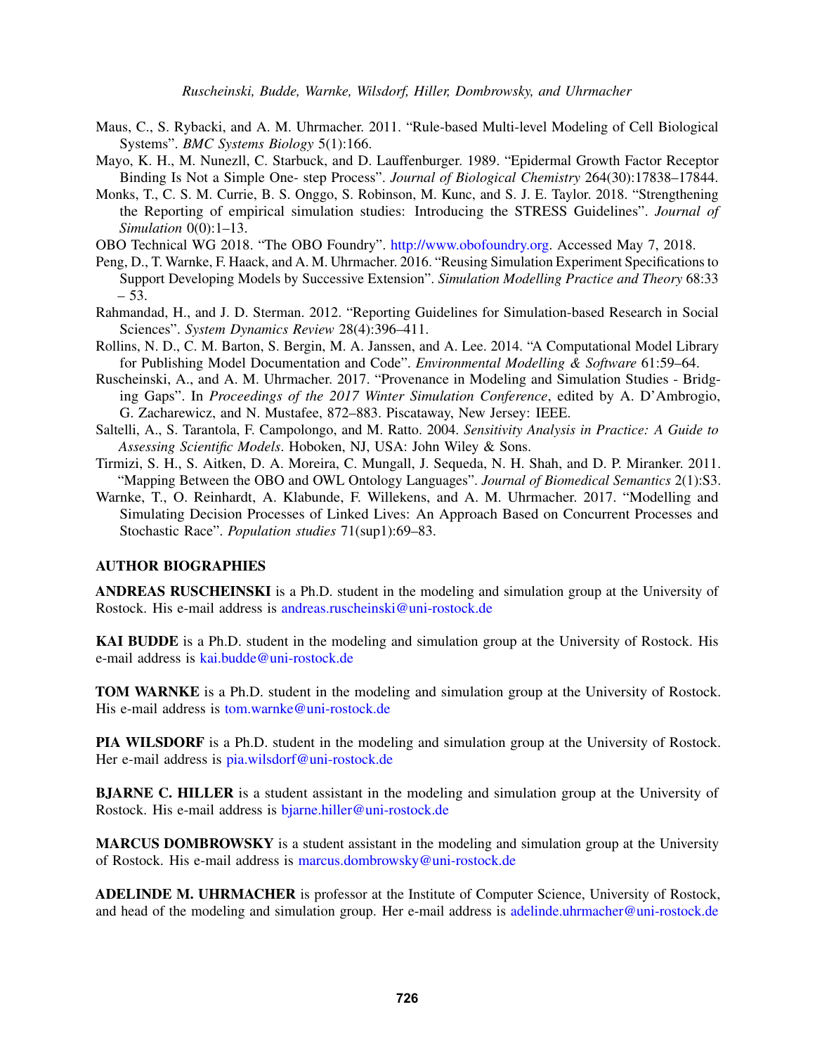Maus, C., S. Rybacki, and A. M. Uhrmacher. 2011. "Rule-based Multi-level Modeling of Cell Biological Systems". *BMC Systems Biology* 5(1):166.

Mayo, K. H., M. Nunezll, C. Starbuck, and D. Lauffenburger. 1989. "Epidermal Growth Factor Receptor Binding Is Not a Simple One- step Process". *Journal of Biological Chemistry* 264(30):17838–17844.

Monks, T., C. S. M. Currie, B. S. Onggo, S. Robinson, M. Kunc, and S. J. E. Taylor. 2018. "Strengthening the Reporting of empirical simulation studies: Introducing the STRESS Guidelines". *Journal of Simulation* 0(0):1–13.

OBO Technical WG 2018. "The OBO Foundry". http://www.obofoundry.org. Accessed May 7, 2018.

Peng, D., T. Warnke, F. Haack, and A. M. Uhrmacher. 2016. "Reusing Simulation Experiment Specifications to Support Developing Models by Successive Extension". *Simulation Modelling Practice and Theory* 68:33 – 53.

Rahmandad, H., and J. D. Sterman. 2012. "Reporting Guidelines for Simulation-based Research in Social Sciences". *System Dynamics Review* 28(4):396–411.

Rollins, N. D., C. M. Barton, S. Bergin, M. A. Janssen, and A. Lee. 2014. "A Computational Model Library for Publishing Model Documentation and Code". *Environmental Modelling & Software* 61:59–64.

Ruscheinski, A., and A. M. Uhrmacher. 2017. "Provenance in Modeling and Simulation Studies - Bridging Gaps". In *Proceedings of the 2017 Winter Simulation Conference*, edited by A. D'Ambrogio, G. Zacharewicz, and N. Mustafee, 872–883. Piscataway, New Jersey: IEEE.

Saltelli, A., S. Tarantola, F. Campolongo, and M. Ratto. 2004. *Sensitivity Analysis in Practice: A Guide to Assessing Scientific Models*. Hoboken, NJ, USA: John Wiley & Sons.

Tirmizi, S. H., S. Aitken, D. A. Moreira, C. Mungall, J. Sequeda, N. H. Shah, and D. P. Miranker. 2011. "Mapping Between the OBO and OWL Ontology Languages". *Journal of Biomedical Semantics* 2(1):S3.

Warnke, T., O. Reinhardt, A. Klabunde, F. Willekens, and A. M. Uhrmacher. 2017. "Modelling and Simulating Decision Processes of Linked Lives: An Approach Based on Concurrent Processes and Stochastic Race". *Population studies* 71(sup1):69–83.

## AUTHOR BIOGRAPHIES

**ANDREAS RUSCHEINSKI** is a Ph.D. student in the modeling and simulation group at the University of Rostock. His e-mail address is andreas.ruscheinski@uni-rostock.de

**KAI BUDDE** is a Ph.D. student in the modeling and simulation group at the University of Rostock. His e-mail address is kai.budde@uni-rostock.de

**TOM WARNKE** is a Ph.D. student in the modeling and simulation group at the University of Rostock. His e-mail address is tom.warnke@uni-rostock.de

**PIA WILSDORF** is a Ph.D. student in the modeling and simulation group at the University of Rostock. Her e-mail address is pia.wilsdorf@uni-rostock.de

**BJARNE C. HILLER** is a student assistant in the modeling and simulation group at the University of Rostock. His e-mail address is bjarne.hiller@uni-rostock.de

**MARCUS DOMBROWSKY** is a student assistant in the modeling and simulation group at the University of Rostock. His e-mail address is marcus.dombrowsky@uni-rostock.de

**ADELINDE M. UHRMACHER** is professor at the Institute of Computer Science, University of Rostock, and head of the modeling and simulation group. Her e-mail address is adelinde.uhrmacher@uni-rostock.de